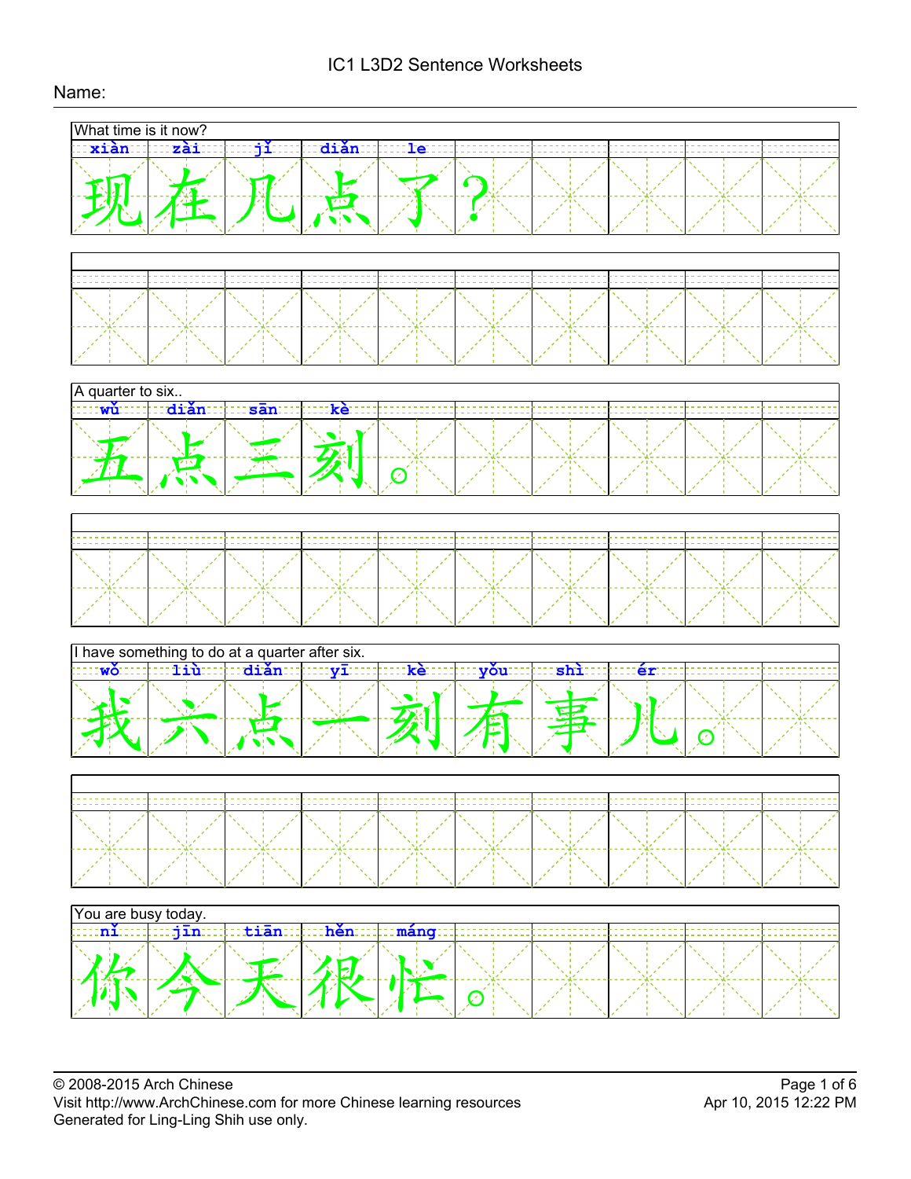# IC1 L3D2 Sentence Worksheets

Name:

What time is it now?

| xiàn | zài | jǐ | diǎn | le | | | | | |
|---|---|---|---|---|---|---|---|---|---|
| 现 | 在 | 几 | 点 | 了 | ？ | | | | |

A quarter to six..

| wǔ | diǎn | sān | kè | | | | | | |
|---|---|---|---|---|---|---|---|---|---|
| 五 | 点 | 三 | 刻 | 。 | | | | | |

I have something to do at a quarter after six.

| wǒ | liù | diǎn | yī | kè | yǒu | shì | ér | | |
|---|---|---|---|---|---|---|---|---|---|
| 我 | 六 | 点 | 一 | 刻 | 有 | 事 | 儿 | 。 | |

You are busy today.

| nǐ | jīn | tiān | hěn | máng | | | | | |
|---|---|---|---|---|---|---|---|---|---|
| 你 | 今 | 天 | 很 | 忙 | 。 | | | | |

© 2008-2015 Arch Chinese
Visit http://www.ArchChinese.com for more Chinese learning resources
Generated for Ling-Ling Shih use only.
Apr 10, 2015 12:22 PM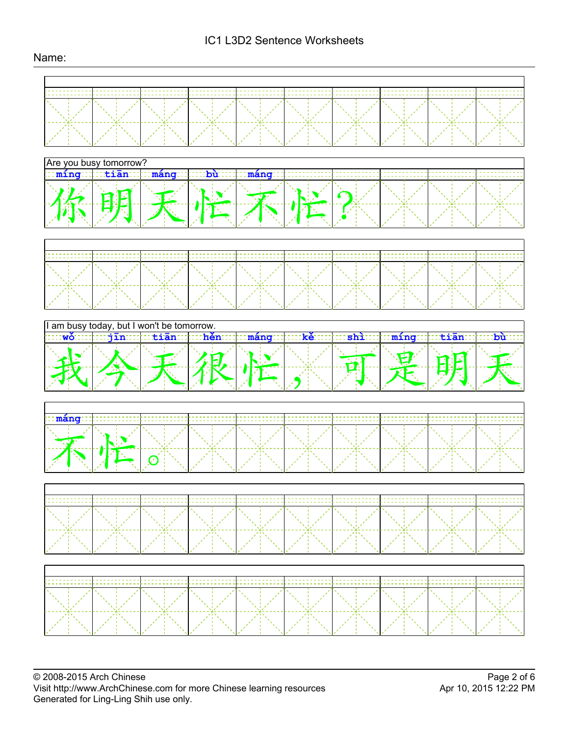IC1 L3D2 Sentence Worksheets

Name:

Are you busy tomorrow?

míng tiān máng bù máng

你明天忙不忙?

I am busy today, but I won't be tomorrow.

wǒ jīn tiān hěn máng kě shì míng tiān bù

我今天很忙,可是明天

máng

不忙。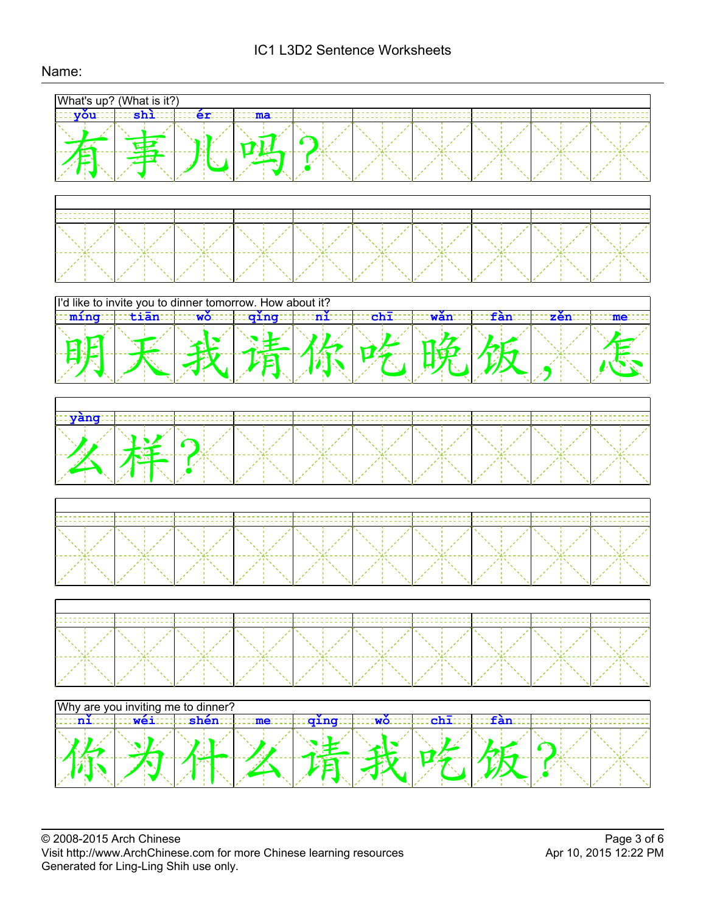# IC1 L3D2 Sentence Worksheets

Name:

What's up? (What is it?)

| yǒu | shì | ér | ma | | | | | | |
|---|---|---|---|---|---|---|---|---|---|
| 有 | 事 | 儿 | 吗 | ？ | | | | | |

I'd like to invite you to dinner tomorrow. How about it?

| míng | tiān | wǒ | qǐng | nǐ | chī | wǎn | fàn | zěn | me |
|---|---|---|---|---|---|---|---|---|---|
| 明 | 天 | 我 | 请 | 你 | 吃 | 晚 | 饭 | ， | 怎 |

| yàng | | | | | | | | | |
|---|---|---|---|---|---|---|---|---|---|
| 么 | 样 | ？ | | | | | | | |

Why are you inviting me to dinner?

| nǐ | wéi | shén | me | qǐng | wǒ | chī | fàn | | |
|---|---|---|---|---|---|---|---|---|---|
| 你 | 为 | 什 | 么 | 请 | 我 | 吃 | 饭 | ？ | |

© 2008-2015 Arch Chinese
Visit http://www.ArchChinese.com for more Chinese learning resources
Generated for Ling-Ling Shih use only.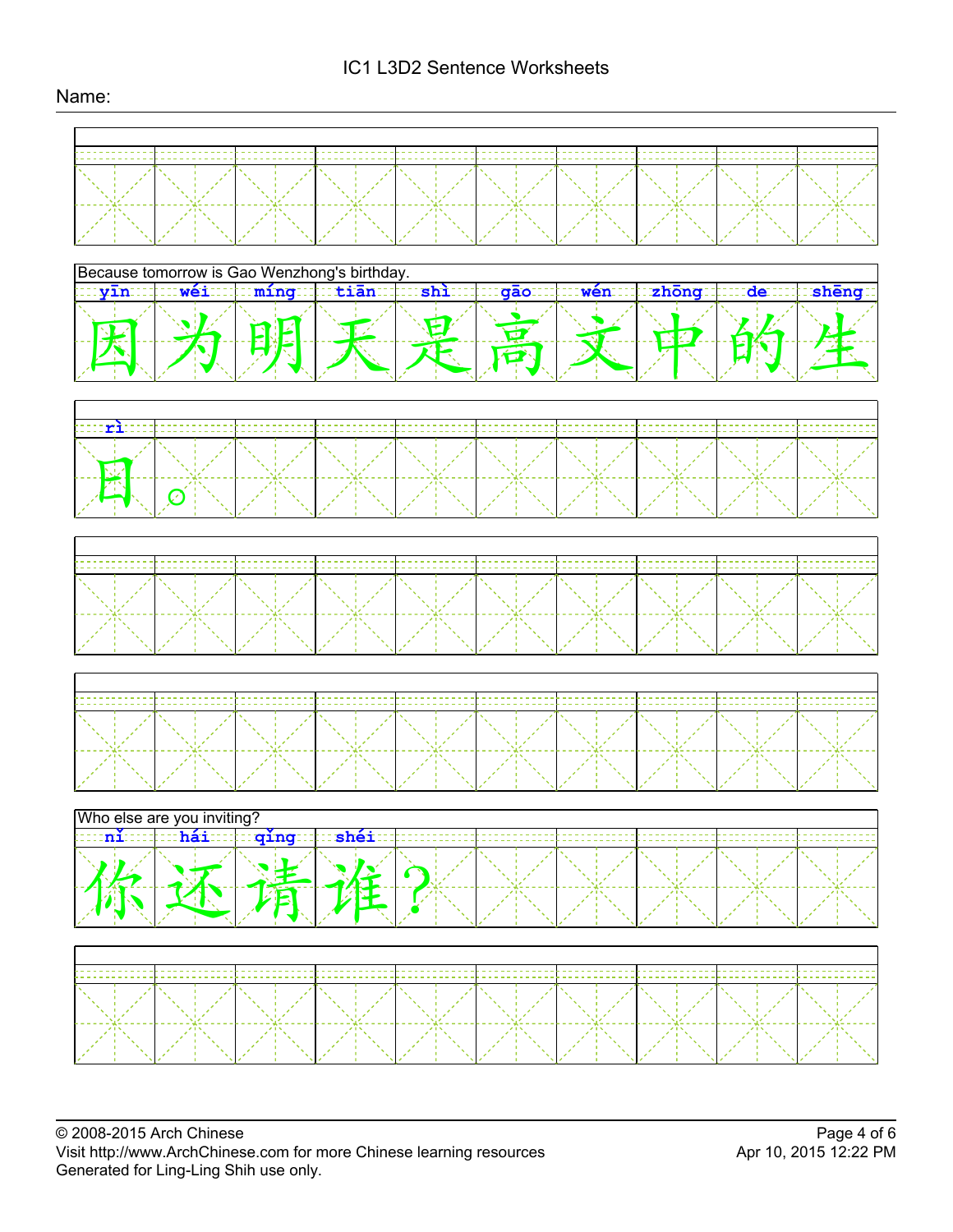# IC1 L3D2 Sentence Worksheets

Name:

Because tomorrow is Gao Wenzhong's birthday.

| yīn | wéi | míng | tiān | shì | gāo | wén | zhōng | de | shēng |
|---|---|---|---|---|---|---|---|---|---|
| 因 | 为 | 明 | 天 | 是 | 高 | 文 | 中 | 的 | 生 |

| rì | | | | | | | | | |
|---|---|---|---|---|---|---|---|---|---|
| 日 | 。 | | | | | | | | |

Who else are you inviting?

| nǐ | hái | qǐng | shéi | | | | | | |
|---|---|---|---|---|---|---|---|---|---|
| 你 | 还 | 请 | 谁 | ？ | | | | | |

© 2008-2015 Arch Chinese
Visit http://www.ArchChinese.com for more Chinese learning resources
Generated for Ling-Ling Shih use only.

Apr 10, 2015 12:22 PM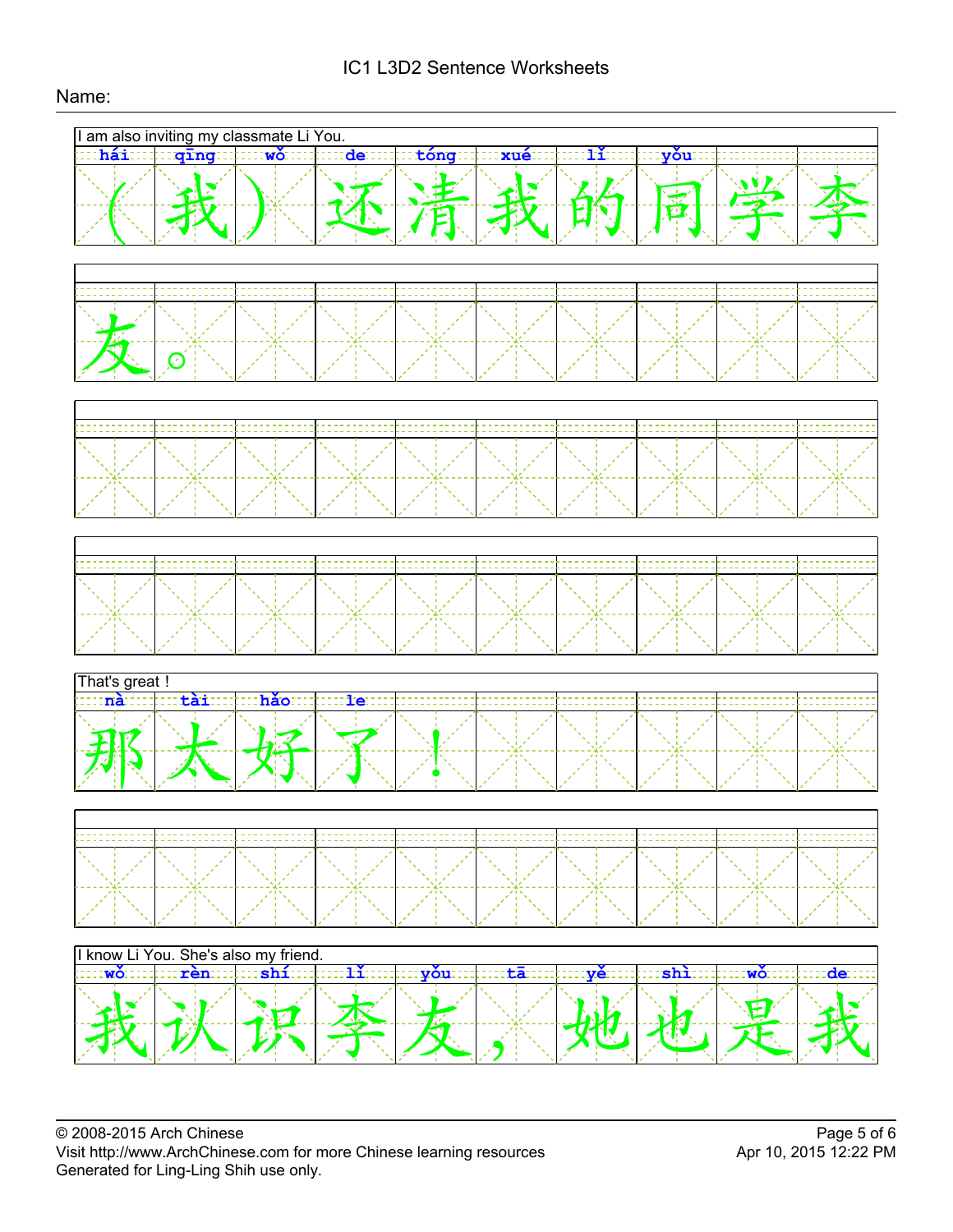IC1 L3D2 Sentence Worksheets

Name:

I am also inviting my classmate Li You.

| hái | qǐng | wǒ | de | tóng | xué | lǐ | yǒu | | |
|---|---|---|---|---|---|---|---|---|---|
| （ | 我 | ） | 还 | 清 | 我 | 的 | 同 | 学 | 李 |
| 友 | 。 | | | | | | | | |

That's great !

| nà | tài | hǎo | le | | | | | | |
|---|---|---|---|---|---|---|---|---|---|
| 那 | 太 | 好 | 了 | ！ | | | | | |

I know Li You. She's also my friend.

| wǒ | rèn | shí | lǐ | yǒu | tā | yě | shì | wǒ | de |
|---|---|---|---|---|---|---|---|---|---|
| 我 | 认 | 识 | 李 | 友 | ， | 她 | 也 | 是 | 我 |

© 2008-2015 Arch Chinese
Visit http://www.ArchChinese.com for more Chinese learning resources
Generated for Ling-Ling Shih use only.

Apr 10, 2015 12:22 PM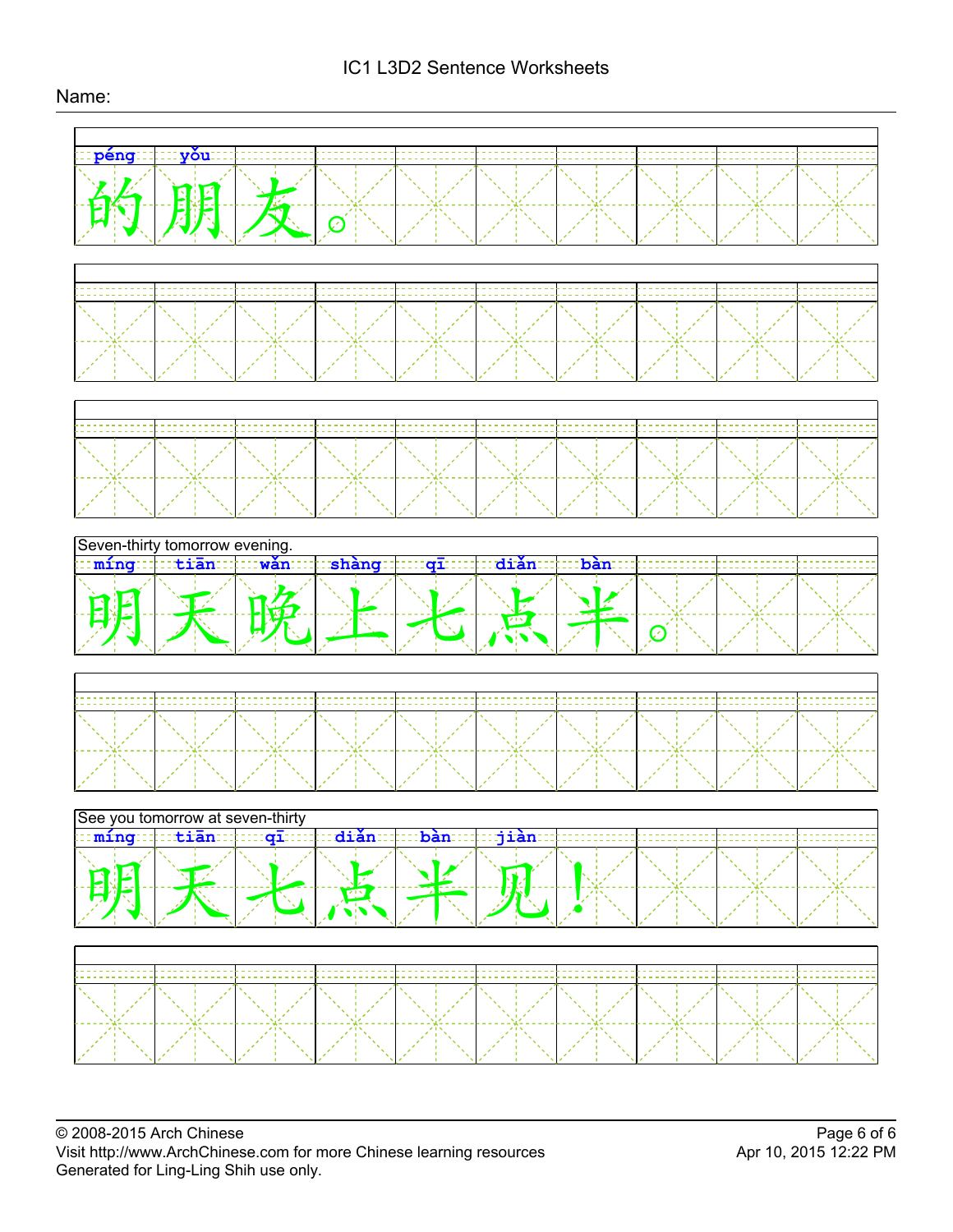| péng | yǒu | | | | | | | | |
|---|---|---|---|---|---|---|---|---|---|
| 的 | 朋 | 友 | 。 | | | | | | |

Seven-thirty tomorrow evening.

| míng | tiān | wǎn | shàng | qī | diǎn | bàn | | | |
|---|---|---|---|---|---|---|---|---|---|
| 明 | 天 | 晚 | 上 | 七 | 点 | 半 | 。 | | |

See you tomorrow at seven-thirty

| míng | tiān | qī | diǎn | bàn | jiàn | | | | |
|---|---|---|---|---|---|---|---|---|---|
| 明 | 天 | 七 | 点 | 半 | 见 | ！ | | | |

© 2008-2015 Arch Chinese
Visit http://www.ArchChinese.com for more Chinese learning resources
Generated for Ling-Ling Shih use only.